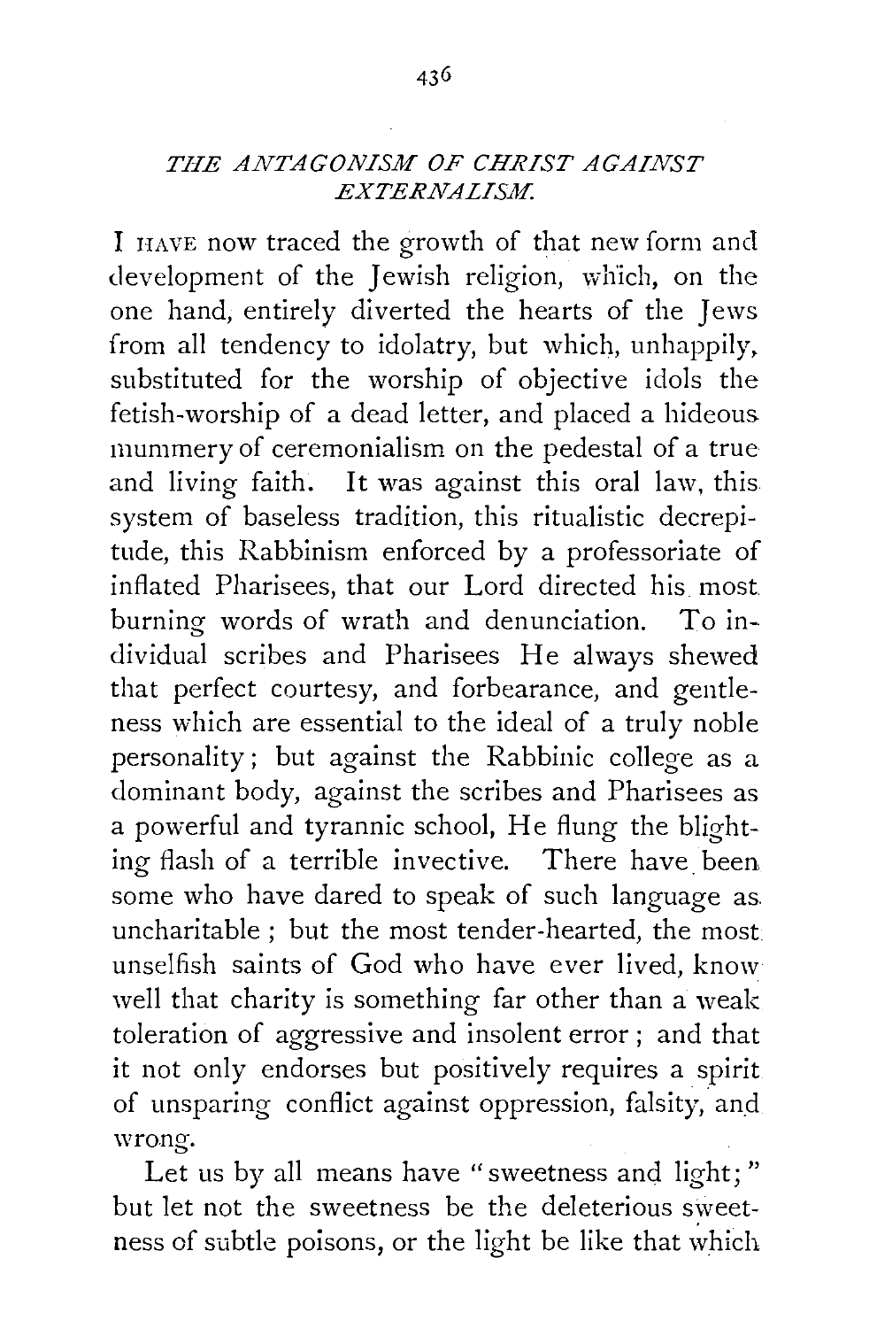## *THE ANTAGONISM OF CHRIST AGAINST EXTERNALISM.*

I HAVE now traced the growth of that new form and development of the Jewish religion, which, on the one hand, entirely diverted the hearts of the Jews from all tendency to idolatry, but which, unhappily, substituted for the worship of objective idols the fetish-worship of a dead letter, and placed a hideous mummery of ceremonialism on the pedestal of a true and living faith. It was against this oral law, this system of baseless tradition, this ritualistic decrepitude, this Rabbinism enforced by a professoriate of inflated Pharisees, that our Lord directed his most burning words of wrath and denunciation. To individual scribes and Pharisees He always shewed that perfect courtesy, and forbearance, and gentleness which are essential to the ideal of a truly noble personality; but against the Rabbinic college as a dominant body, against the scribes and Pharisees as a powerful and tyrannic school, He flung the blighting flash of a terrible invective. There have been some who have dared to speak of such language as uncharitable; but the most tender-hearted, the most unselfish saints of God who have ever lived, know well that charity is something far other than a weak toleration of aggressive and insolent error; and that it not only endorses but positively requires a spirit of unsparing conflict against oppression, falsity, and wrong.

Let us by all means have "sweetness and light;" but let not the sweetness be the deleterious sweetness of subtle poisons, or the light be like that which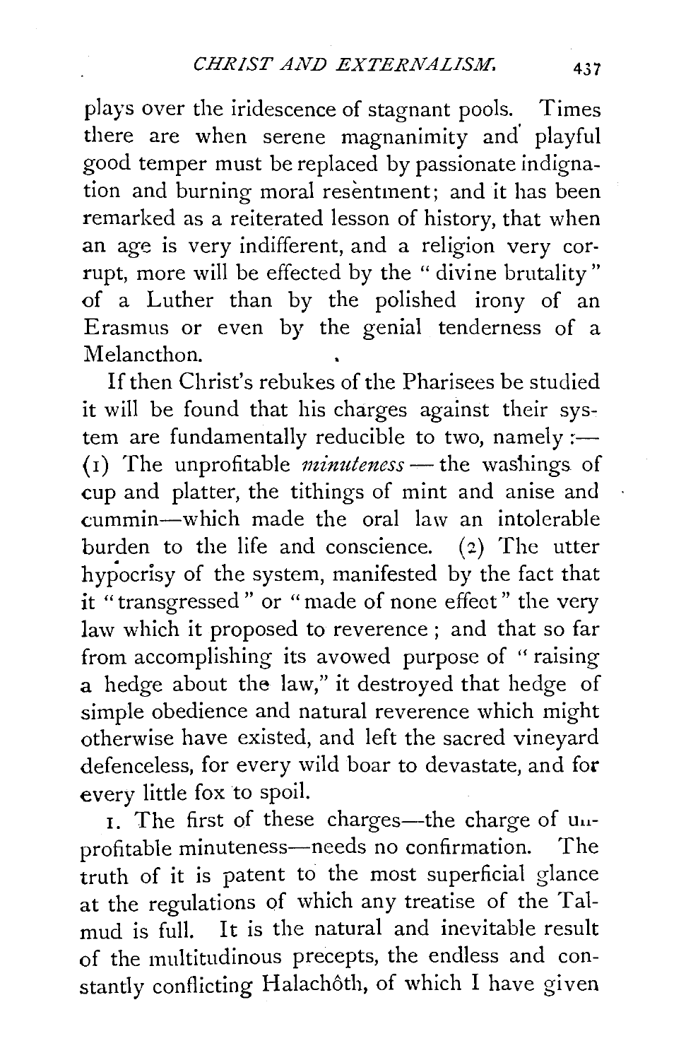plays over the iridescence of stagnant pools. Times there are when serene magnanimity and playful good temper must be replaced by passionate indignation and burning moral resentment; and it has been remarked as a reiterated lesson of history, that when an age is very indifferent, and a religion very corrupt, more will be effected by the "divine brutality" of a Luther than by the polished irony of an Erasmus or even by the genial tenderness of a Melancthon.

If then Christ's rebukes of the Pharisees be studied it will be found that his charges against their system are fundamentally reducible to two, namely :—(1) The unprofitable *minuteness* — the washings of cup and platter, the tithings of mint and anise and cummin—which made the oral law an intolerable burden to the life and conscience. (2) The utter hypocrisy of the system, manifested by the fact that it "transgressed" or "made of none effect" the very law which it proposed to reverence; and that so far from accomplishing its avowed purpose of "raising a hedge about the law," it destroyed that hedge of simple obedience and natural reverence which might otherwise have existed, and left the sacred vineyard defenceless, for every wild boar to devastate, and for every little fox to spoil.

1. The first of these charges—the charge of unprofitable minuteness—needs no confirmation. The truth of it is patent to the most superficial glance at the regulations of which any treatise of the Talmud is full. It is the natural and inevitable result of the multitudinous precepts, the endless and constantly conflicting Halachôth, of which I have given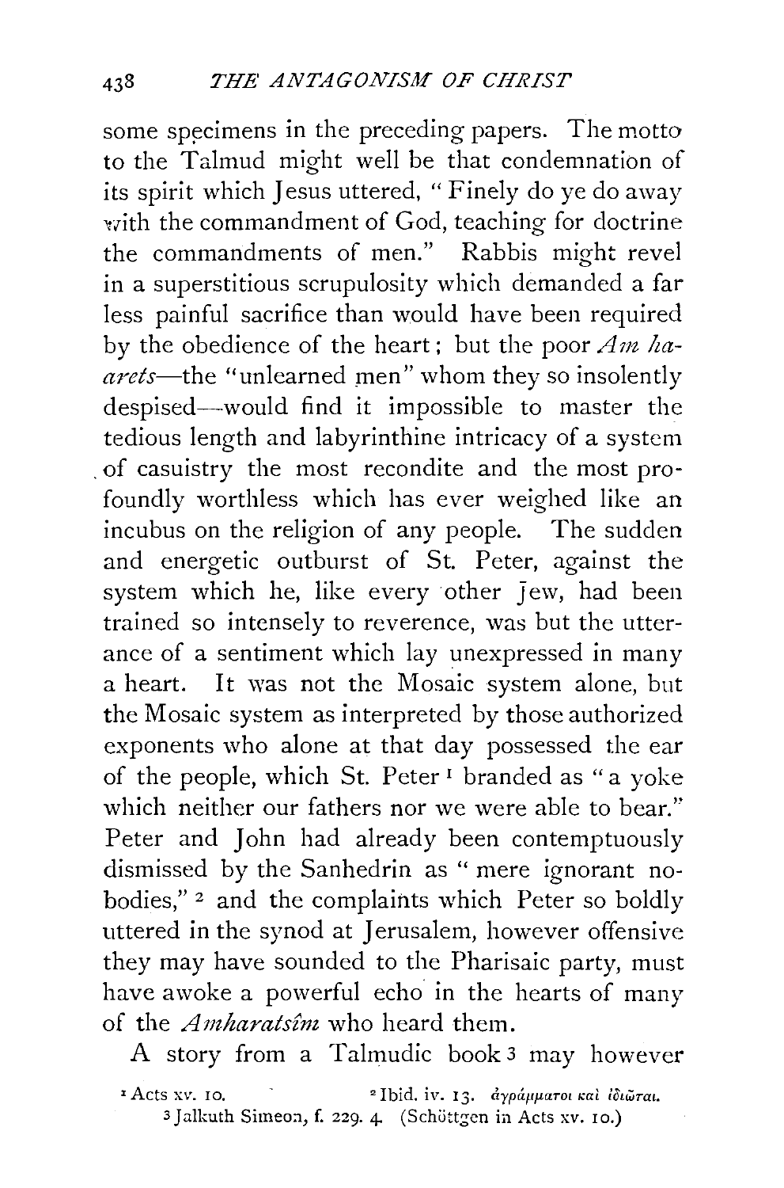some specimens in the preceding papers. The motto to the Talmud might well be that condemnation of its spirit which Jesus uttered, "Finely do ye do away with the commandment of God, teaching for doctrine the commandments of men." Rabbis might revel in a superstitious scrupulosity which demanded a far less painful sacrifice than would have been required by the obedience of the heart; but the poor *Am ha-arets*—the "unlearned men" whom they so insolently despised—would find it impossible to master the tedious length and labyrinthine intricacy of a system of casuistry the most recondite and the most profoundly worthless which has ever weighed like an incubus on the religion of any people. The sudden and energetic outburst of St. Peter, against the system which he, like every other Jew, had been trained so intensely to reverence, was but the utterance of a sentiment which lay unexpressed in many a heart. It was not the Mosaic system alone, but the Mosaic system as interpreted by those authorized exponents who alone at that day possessed the ear of the people, which St. Peter [1] branded as "a yoke which neither our fathers nor we were able to bear." Peter and John had already been contemptuously dismissed by the Sanhedrin as "mere ignorant nobodies," [2] and the complaints which Peter so boldly uttered in the synod at Jerusalem, however offensive they may have sounded to the Pharisaic party, must have awoke a powerful echo in the hearts of many of the *Amharatsîm* who heard them.

A story from a Talmudic book [3] may however

[1] Acts xv. 10. [2] Ibid. iv. 13. ἀγράμματοι καὶ ἰδιῶται.
[3] Jalkuth Simeon, f. 229. 4. (Schöttgen in Acts xv. 10.)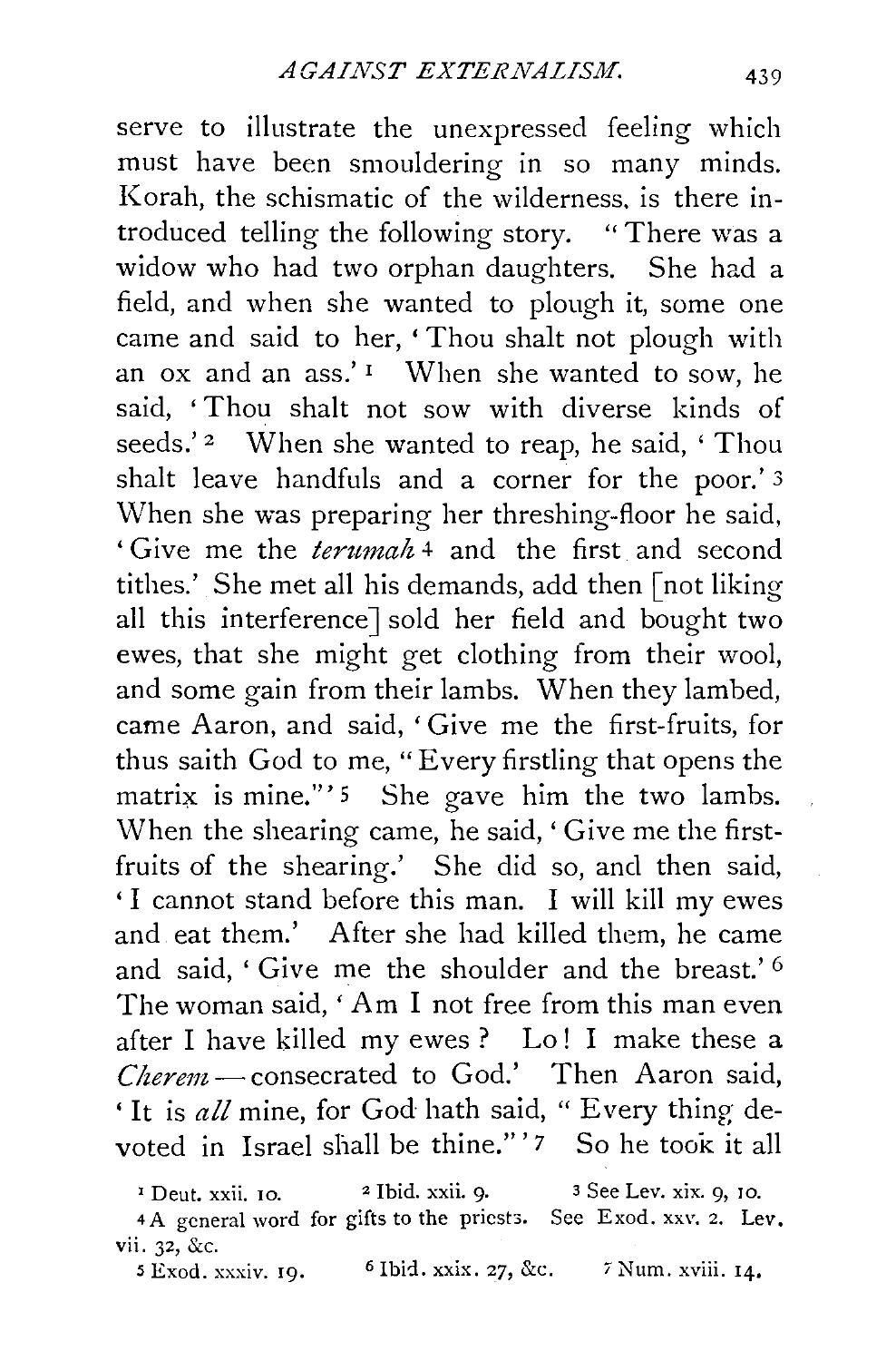serve to illustrate the unexpressed feeling which must have been smouldering in so many minds. Korah, the schismatic of the wilderness, is there introduced telling the following story. "There was a widow who had two orphan daughters. She had a field, and when she wanted to plough it, some one came and said to her, 'Thou shalt not plough with an ox and an ass.'[1] When she wanted to sow, he said, 'Thou shalt not sow with diverse kinds of seeds.'[2] When she wanted to reap, he said, 'Thou shalt leave handfuls and a corner for the poor.'[3] When she was preparing her threshing-floor he said, 'Give me the *terumah*[4] and the first and second tithes.' She met all his demands, add then [not liking all this interference] sold her field and bought two ewes, that she might get clothing from their wool, and some gain from their lambs. When they lambed, came Aaron, and said, 'Give me the first-fruits, for thus saith God to me, "Every firstling that opens the matrix is mine."'[5] She gave him the two lambs. When the shearing came, he said, 'Give me the first-fruits of the shearing.' She did so, and then said, 'I cannot stand before this man. I will kill my ewes and eat them.' After she had killed them, he came and said, 'Give me the shoulder and the breast.'[6] The woman said, 'Am I not free from this man even after I have killed my ewes? Lo! I make these a *Cherem*—consecrated to God.' Then Aaron said, 'It is *all* mine, for God hath said, "Every thing devoted in Israel shall be thine."'[7] So he took it all

[1] Deut. xxii. 10. [2] Ibid. xxii. 9. [3] See Lev. xix. 9, 10.

[4] A general word for gifts to the priests. See Exod. xxv. 2. Lev. vii. 32, &c.

[5] Exod. xxxiv. 19. [6] Ibid. xxix. 27, &c. [7] Num. xviii. 14.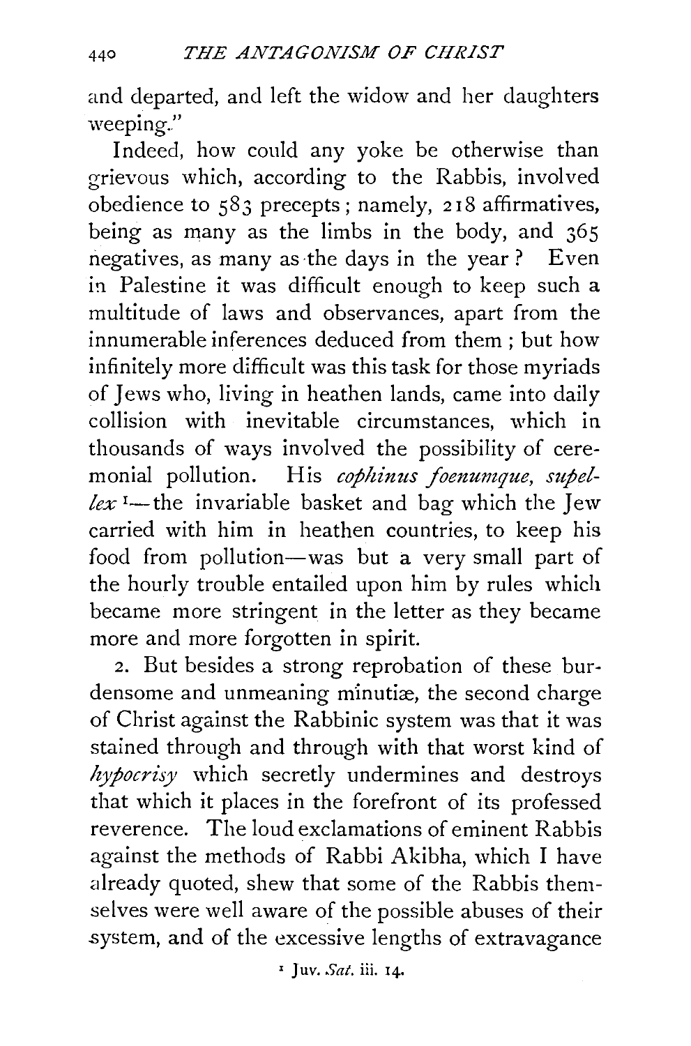and departed, and left the widow and her daughters weeping."

Indeed, how could any yoke be otherwise than grievous which, according to the Rabbis, involved obedience to 583 precepts; namely, 218 affirmatives, being as many as the limbs in the body, and 365 negatives, as many as the days in the year? Even in Palestine it was difficult enough to keep such a multitude of laws and observances, apart from the innumerable inferences deduced from them; but how infinitely more difficult was this task for those myriads of Jews who, living in heathen lands, came into daily collision with inevitable circumstances, which in thousands of ways involved the possibility of ceremonial pollution. His *cophinus foenumque, supellex*[1]—the invariable basket and bag which the Jew carried with him in heathen countries, to keep his food from pollution—was but a very small part of the hourly trouble entailed upon him by rules which became more stringent in the letter as they became more and more forgotten in spirit.

2. But besides a strong reprobation of these burdensome and unmeaning minutiæ, the second charge of Christ against the Rabbinic system was that it was stained through and through with that worst kind of *hypocrisy* which secretly undermines and destroys that which it places in the forefront of its professed reverence. The loud exclamations of eminent Rabbis against the methods of Rabbi Akibha, which I have already quoted, shew that some of the Rabbis themselves were well aware of the possible abuses of their system, and of the excessive lengths of extravagance

[1] Juv. *Sat.* iii. 14.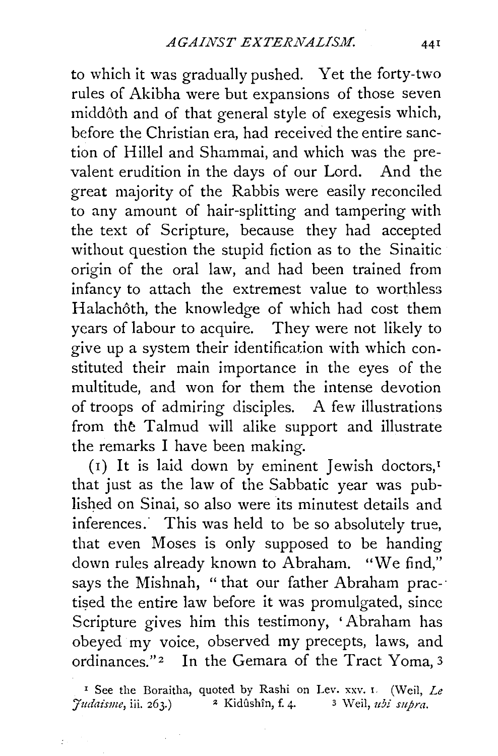to which it was gradually pushed. Yet the forty-two rules of Akibha were but expansions of those seven middôth and of that general style of exegesis which, before the Christian era, had received the entire sanction of Hillel and Shammai, and which was the prevalent erudition in the days of our Lord. And the great majority of the Rabbis were easily reconciled to any amount of hair-splitting and tampering with the text of Scripture, because they had accepted without question the stupid fiction as to the Sinaitic origin of the oral law, and had been trained from infancy to attach the extremest value to worthless Halachôth, the knowledge of which had cost them years of labour to acquire. They were not likely to give up a system their identification with which constituted their main importance in the eyes of the multitude, and won for them the intense devotion of troops of admiring disciples. A few illustrations from the Talmud will alike support and illustrate the remarks I have been making.

(1) It is laid down by eminent Jewish doctors,[1] that just as the law of the Sabbatic year was published on Sinai, so also were its minutest details and inferences. This was held to be so absolutely true, that even Moses is only supposed to be handing down rules already known to Abraham. "We find," says the Mishnah, "that our father Abraham practised the entire law before it was promulgated, since Scripture gives him this testimony, 'Abraham has obeyed my voice, observed my precepts, laws, and ordinances."[2] In the Gemara of the Tract Yoma,[3]

[1] See the Boraitha, quoted by Rashi on Lev. xxv. 1. (Weil, *Le Judaisme*, iii. 263.) [2] Kidûshîn, f. 4. [3] Weil, *ubi supra*.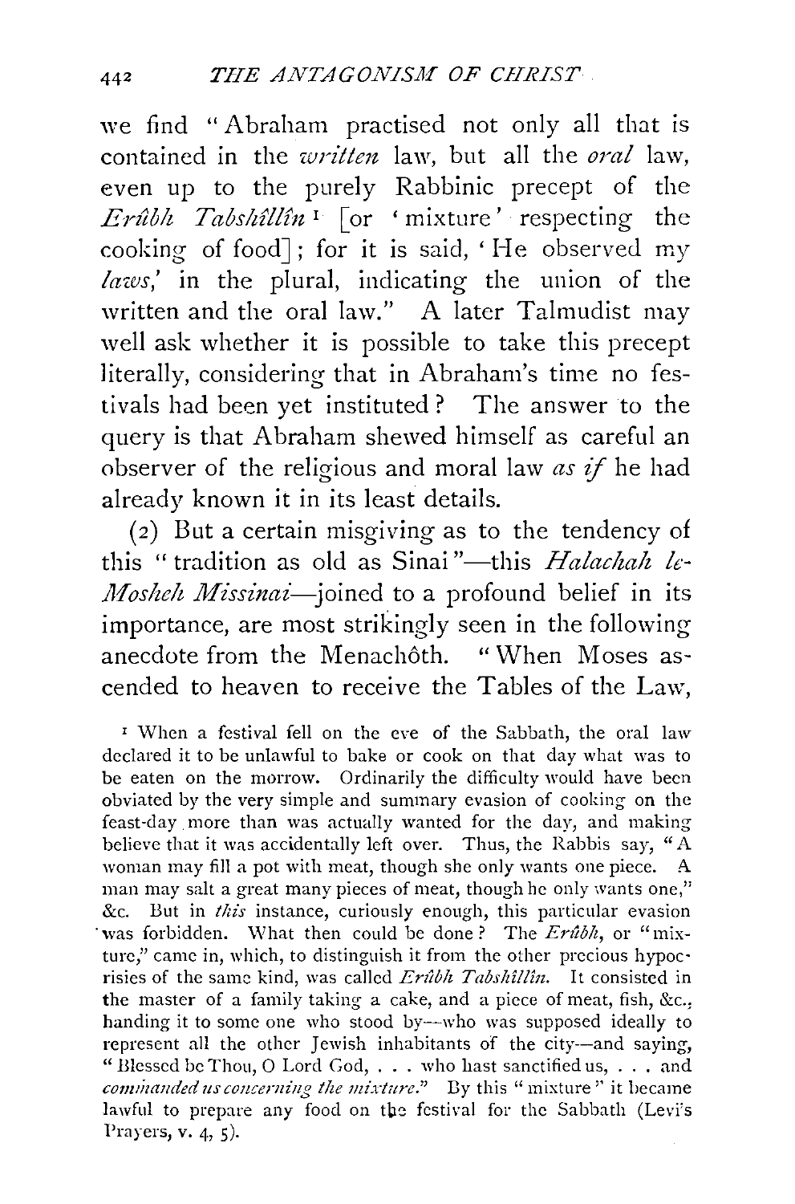we find "Abraham practised not only all that is contained in the *written* law, but all the *oral* law, even up to the purely Rabbinic precept of the *Erûbh Tabshîllîn*[1] [or 'mixture' respecting the cooking of food]; for it is said, 'He observed my *laws*,' in the plural, indicating the union of the written and the oral law." A later Talmudist may well ask whether it is possible to take this precept literally, considering that in Abraham's time no festivals had been yet instituted? The answer to the query is that Abraham shewed himself as careful an observer of the religious and moral law *as if* he had already known it in its least details.

(2) But a certain misgiving as to the tendency of this "tradition as old as Sinai"—this *Halachah le-Mosheh Missinai*—joined to a profound belief in its importance, are most strikingly seen in the following anecdote from the Menachôth. "When Moses ascended to heaven to receive the Tables of the Law,

[1] When a festival fell on the eve of the Sabbath, the oral law declared it to be unlawful to bake or cook on that day what was to be eaten on the morrow. Ordinarily the difficulty would have been obviated by the very simple and summary evasion of cooking on the feast-day more than was actually wanted for the day, and making believe that it was accidentally left over. Thus, the Rabbis say, "A woman may fill a pot with meat, though she only wants one piece. A man may salt a great many pieces of meat, though he only wants one," &c. But in *this* instance, curiously enough, this particular evasion was forbidden. What then could be done? The *Erûbh*, or "mixture," came in, which, to distinguish it from the other precious hypocrisies of the same kind, was called *Erûbh Tabshîllîn*. It consisted in the master of a family taking a cake, and a piece of meat, fish, &c., handing it to some one who stood by—who was supposed ideally to represent all the other Jewish inhabitants of the city—and saying, "Blessed be Thou, O Lord God, . . . who hast sanctified us, . . . and *commanded us concerning the mixture.*" By this "mixture" it became lawful to prepare any food on the festival for the Sabbath (Levi's Prayers, v. 4, 5).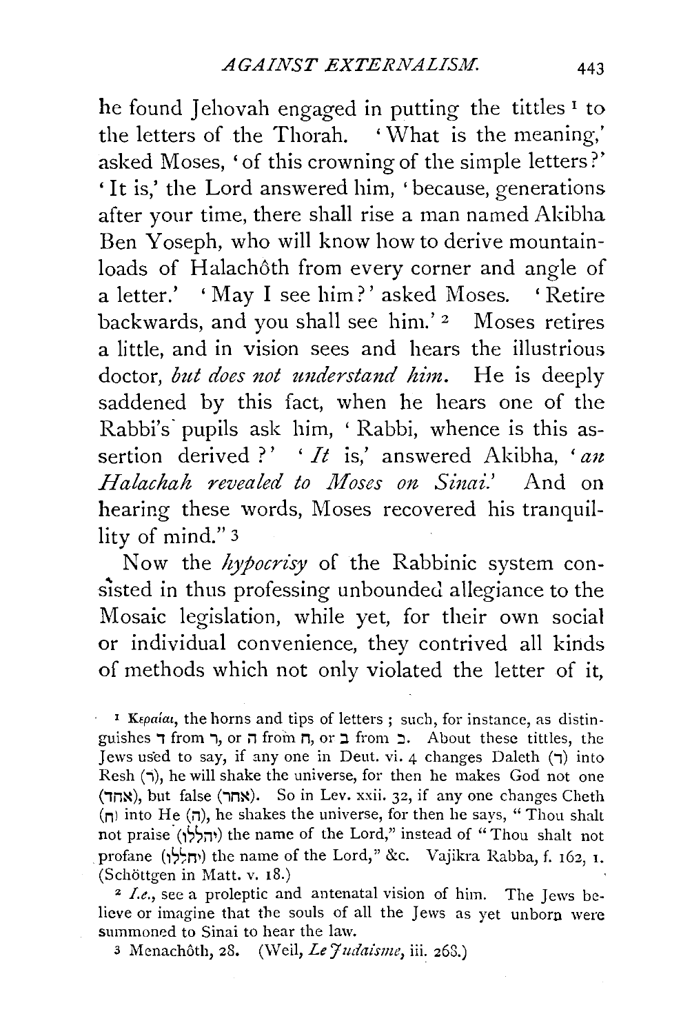he found Jehovah engaged in putting the tittles [1] to the letters of the Thorah. 'What is the meaning,' asked Moses, 'of this crowning of the simple letters?' 'It is,' the Lord answered him, 'because, generations after your time, there shall rise a man named Akibha Ben Yoseph, who will know how to derive mountain-loads of Halachôth from every corner and angle of a letter.' 'May I see him?' asked Moses. 'Retire backwards, and you shall see him.' [2] Moses retires a little, and in vision sees and hears the illustrious doctor, *but does not understand him.* He is deeply saddened by this fact, when he hears one of the Rabbi's pupils ask him, 'Rabbi, whence is this assertion derived?' '*It* is,' answered Akibha, '*an Halachah revealed to Moses on Sinai.*' And on hearing these words, Moses recovered his tranquillity of mind." [3]

Now the *hypocrisy* of the Rabbinic system consisted in thus professing unbounded allegiance to the Mosaic legislation, while yet, for their own social or individual convenience, they contrived all kinds of methods which not only violated the letter of it,

---

[1] Κεραίαι, the horns and tips of letters; such, for instance, as distinguishes ד from ר, or ה from ח, or ב from כ. About these tittles, the Jews used to say, if any one in Deut. vi. 4 changes Daleth (ד) into Resh (ר), he will shake the universe, for then he makes God not one (אחד), but false (אחר). So in Lev. xxii. 32, if any one changes Cheth (ח) into He (ה), he shakes the universe, for then he says, "Thou shalt not praise (יהללו) the name of the Lord," instead of "Thou shalt not profane (יחללו) the name of the Lord," &c. Vajikra Rabba, f. 162, 1. (Schöttgen in Matt. v. 18.)

[2] *I.e.*, see a proleptic and antenatal vision of him. The Jews believe or imagine that the souls of all the Jews as yet unborn were summoned to Sinai to hear the law.

[3] Menachôth, 28. (Weil, *Le Judaisme*, iii. 268.)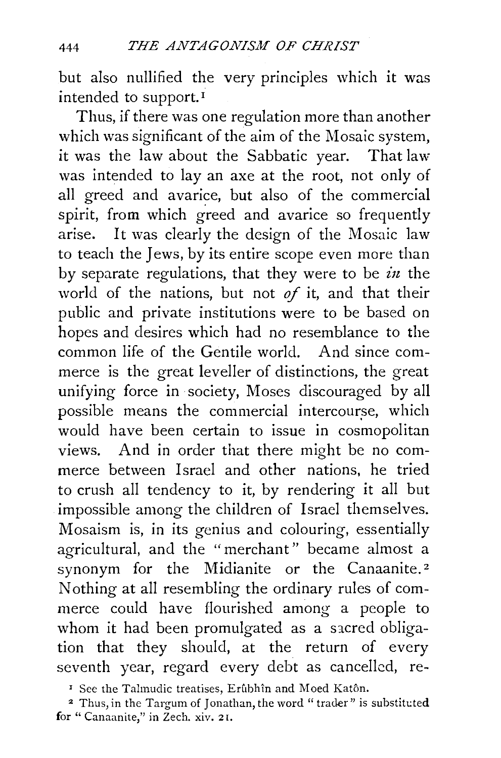but also nullified the very principles which it was intended to support.[1]

Thus, if there was one regulation more than another which was significant of the aim of the Mosaic system, it was the law about the Sabbatic year. That law was intended to lay an axe at the root, not only of all greed and avarice, but also of the commercial spirit, from which greed and avarice so frequently arise. It was clearly the design of the Mosaic law to teach the Jews, by its entire scope even more than by separate regulations, that they were to be *in* the world of the nations, but not *of* it, and that their public and private institutions were to be based on hopes and desires which had no resemblance to the common life of the Gentile world. And since commerce is the great leveller of distinctions, the great unifying force in society, Moses discouraged by all possible means the commercial intercourse, which would have been certain to issue in cosmopolitan views. And in order that there might be no commerce between Israel and other nations, he tried to crush all tendency to it, by rendering it all but impossible among the children of Israel themselves. Mosaism is, in its genius and colouring, essentially agricultural, and the "merchant" became almost a synonym for the Midianite or the Canaanite.[2] Nothing at all resembling the ordinary rules of commerce could have flourished among a people to whom it had been promulgated as a sacred obligation that they should, at the return of every seventh year, regard every debt as cancelled, re-

[1] See the Talmudic treatises, Erûbhîn and Moed Katôn.

[2] Thus, in the Targum of Jonathan, the word "trader" is substituted for "Canaanite," in Zech. xiv. 21.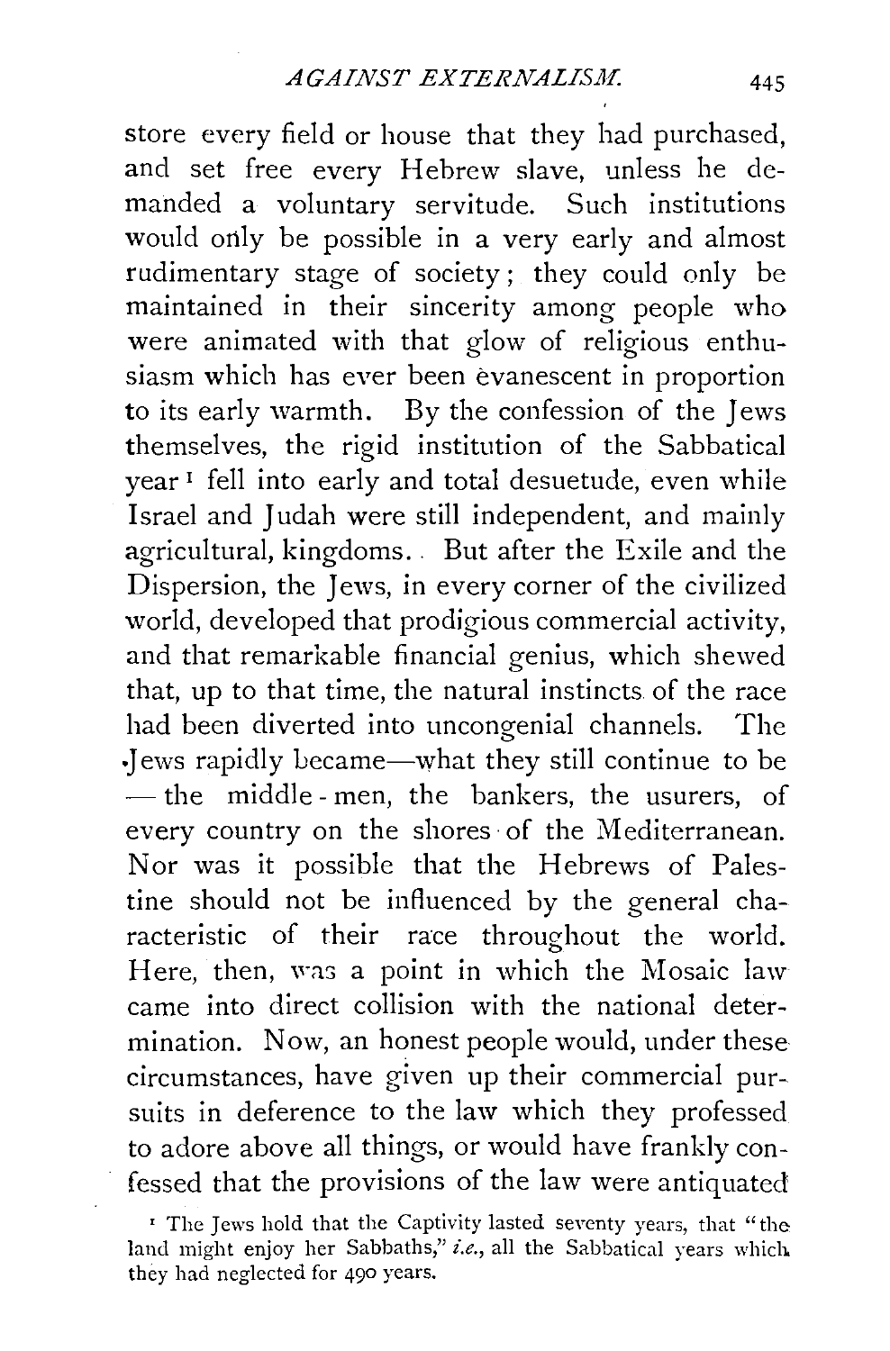store every field or house that they had purchased, and set free every Hebrew slave, unless he demanded a voluntary servitude. Such institutions would only be possible in a very early and almost rudimentary stage of society; they could only be maintained in their sincerity among people who were animated with that glow of religious enthusiasm which has ever been evanescent in proportion to its early warmth. By the confession of the Jews themselves, the rigid institution of the Sabbatical year[1] fell into early and total desuetude, even while Israel and Judah were still independent, and mainly agricultural, kingdoms. But after the Exile and the Dispersion, the Jews, in every corner of the civilized world, developed that prodigious commercial activity, and that remarkable financial genius, which shewed that, up to that time, the natural instincts of the race had been diverted into uncongenial channels. The Jews rapidly became—what they still continue to be—the middle-men, the bankers, the usurers, of every country on the shores of the Mediterranean. Nor was it possible that the Hebrews of Palestine should not be influenced by the general characteristic of their race throughout the world. Here, then, was a point in which the Mosaic law came into direct collision with the national determination. Now, an honest people would, under these circumstances, have given up their commercial pursuits in deference to the law which they professed to adore above all things, or would have frankly confessed that the provisions of the law were antiquated

[1] The Jews hold that the Captivity lasted seventy years, that "the land might enjoy her Sabbaths," *i.e.*, all the Sabbatical years which they had neglected for 490 years.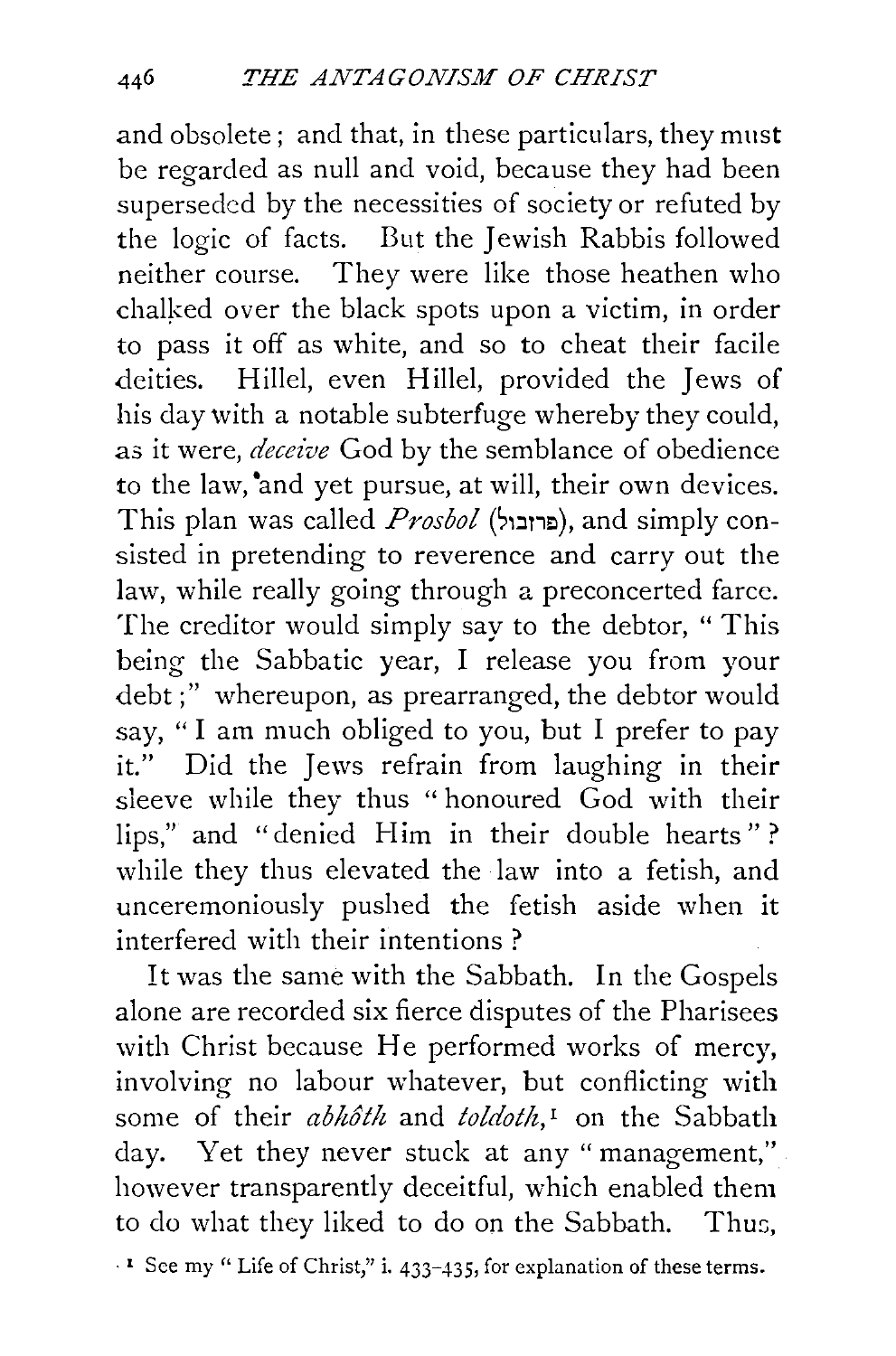and obsolete; and that, in these particulars, they must be regarded as null and void, because they had been superseded by the necessities of society or refuted by the logic of facts. But the Jewish Rabbis followed neither course. They were like those heathen who chalked over the black spots upon a victim, in order to pass it off as white, and so to cheat their facile deities. Hillel, even Hillel, provided the Jews of his day with a notable subterfuge whereby they could, as it were, *deceive* God by the semblance of obedience to the law, and yet pursue, at will, their own devices. This plan was called *Prosbol* (פרוזבול), and simply consisted in pretending to reverence and carry out the law, while really going through a preconcerted farce. The creditor would simply say to the debtor, "This being the Sabbatic year, I release you from your debt;" whereupon, as prearranged, the debtor would say, "I am much obliged to you, but I prefer to pay it." Did the Jews refrain from laughing in their sleeve while they thus "honoured God with their lips," and "denied Him in their double hearts"? while they thus elevated the law into a fetish, and unceremoniously pushed the fetish aside when it interfered with their intentions?

It was the same with the Sabbath. In the Gospels alone are recorded six fierce disputes of the Pharisees with Christ because He performed works of mercy, involving no labour whatever, but conflicting with some of their *abhôth* and *toldoth*,[1] on the Sabbath day. Yet they never stuck at any "management," however transparently deceitful, which enabled them to do what they liked to do on the Sabbath. Thus,

[1] See my "Life of Christ," i. 433–435, for explanation of these terms.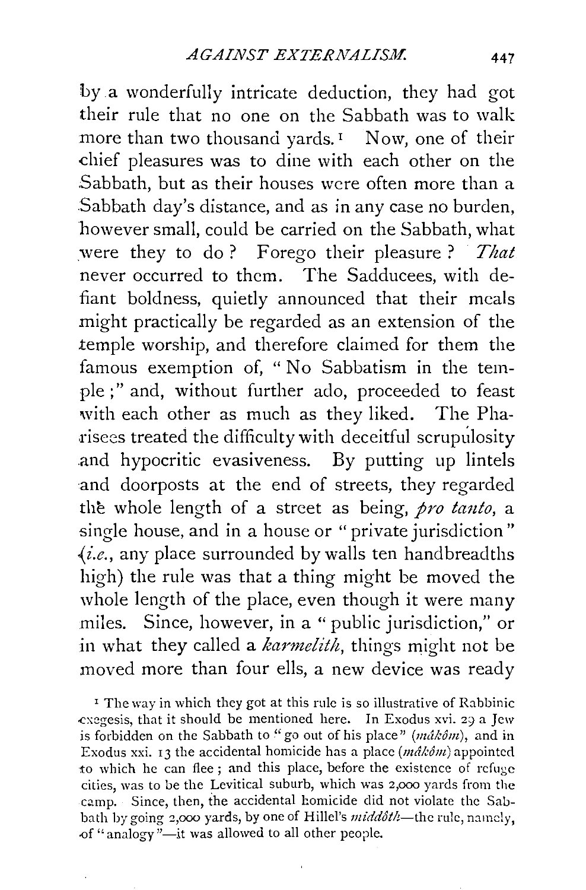by a wonderfully intricate deduction, they had got their rule that no one on the Sabbath was to walk more than two thousand yards.[1] Now, one of their chief pleasures was to dine with each other on the Sabbath, but as their houses were often more than a Sabbath day's distance, and as in any case no burden, however small, could be carried on the Sabbath, what were they to do? Forego their pleasure? *That* never occurred to them. The Sadducees, with defiant boldness, quietly announced that their meals might practically be regarded as an extension of the temple worship, and therefore claimed for them the famous exemption of, "No Sabbatism in the temple;" and, without further ado, proceeded to feast with each other as much as they liked. The Pharisees treated the difficulty with deceitful scrupulosity and hypocritic evasiveness. By putting up lintels and doorposts at the end of streets, they regarded the whole length of a street as being, *pro tanto*, a single house, and in a house or "private jurisdiction" (*i.e.*, any place surrounded by walls ten handbreadths high) the rule was that a thing might be moved the whole length of the place, even though it were many miles. Since, however, in a "public jurisdiction," or in what they called a *karmelith*, things might not be moved more than four ells, a new device was ready

[1] The way in which they got at this rule is so illustrative of Rabbinic exegesis, that it should be mentioned here. In Exodus xvi. 29 a Jew is forbidden on the Sabbath to "go out of his place" (*mâkôm*), and in Exodus xxi. 13 the accidental homicide has a place (*mâkôm*) appointed to which he can flee; and this place, before the existence of refuge cities, was to be the Levitical suburb, which was 2,000 yards from the camp. Since, then, the accidental homicide did not violate the Sabbath by going 2,000 yards, by one of Hillel's *middôth*—the rule, namely, of "analogy"—it was allowed to all other people.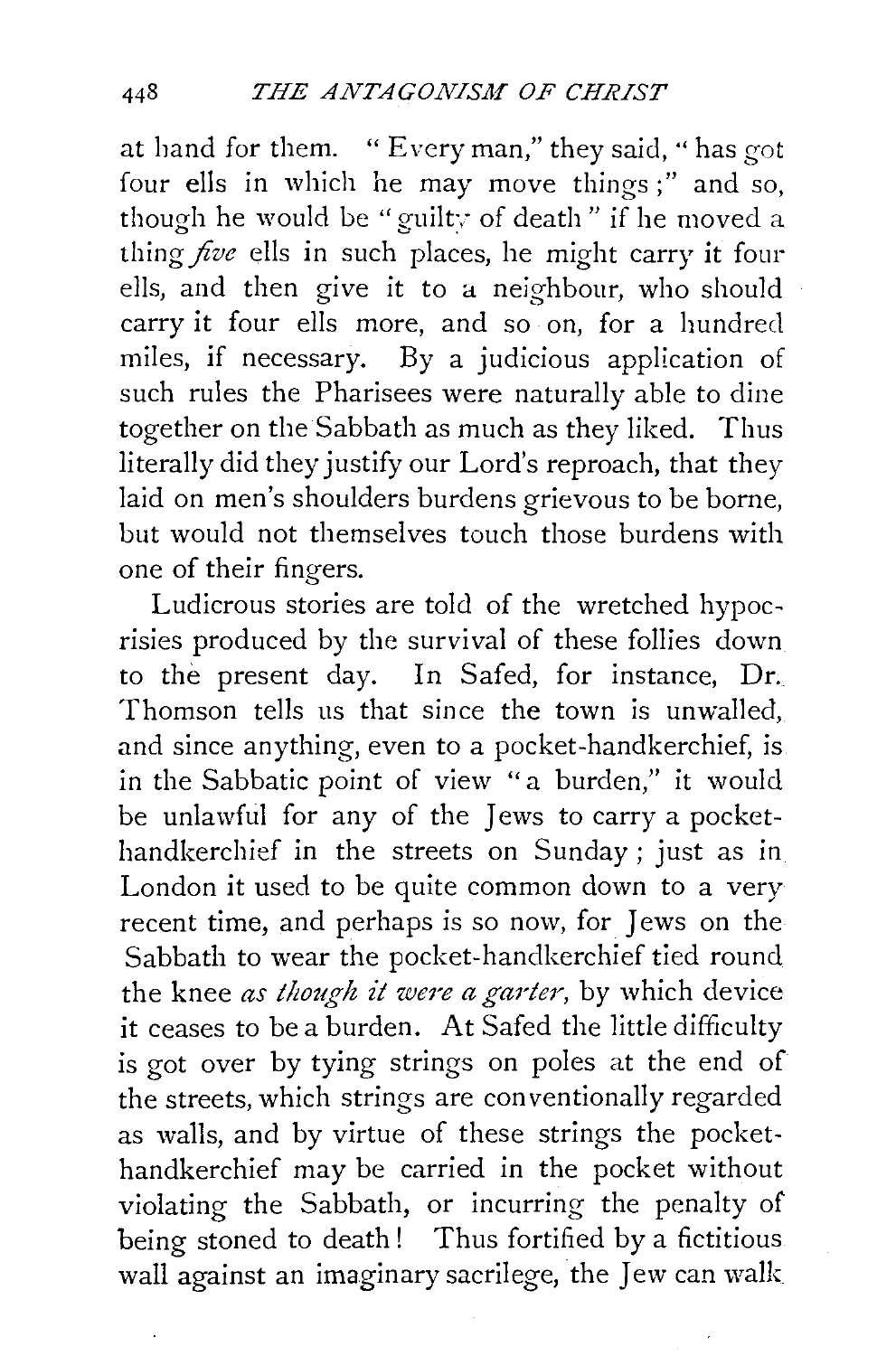at hand for them. "Every man," they said, "has got four ells in which he may move things;" and so, though he would be "guilty of death" if he moved a thing *five* ells in such places, he might carry it four ells, and then give it to a neighbour, who should carry it four ells more, and so on, for a hundred miles, if necessary. By a judicious application of such rules the Pharisees were naturally able to dine together on the Sabbath as much as they liked. Thus literally did they justify our Lord's reproach, that they laid on men's shoulders burdens grievous to be borne, but would not themselves touch those burdens with one of their fingers.

Ludicrous stories are told of the wretched hypocrisies produced by the survival of these follies down to the present day. In Safed, for instance, Dr. Thomson tells us that since the town is unwalled, and since anything, even to a pocket-handkerchief, is in the Sabbatic point of view "a burden," it would be unlawful for any of the Jews to carry a pocket-handkerchief in the streets on Sunday; just as in London it used to be quite common down to a very recent time, and perhaps is so now, for Jews on the Sabbath to wear the pocket-handkerchief tied round the knee *as though it were a garter*, by which device it ceases to be a burden. At Safed the little difficulty is got over by tying strings on poles at the end of the streets, which strings are conventionally regarded as walls, and by virtue of these strings the pocket-handkerchief may be carried in the pocket without violating the Sabbath, or incurring the penalty of being stoned to death! Thus fortified by a fictitious wall against an imaginary sacrilege, the Jew can walk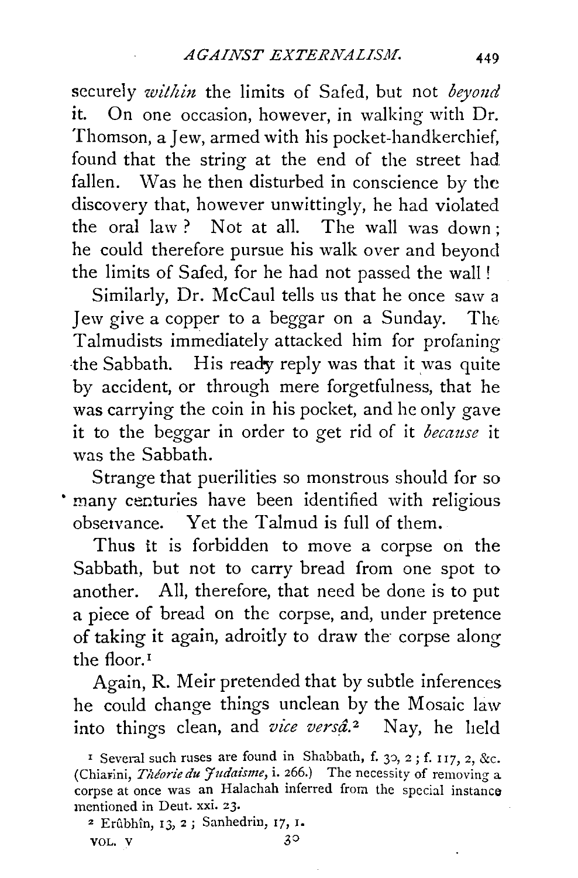securely *within* the limits of Safed, but not *beyond* it. On one occasion, however, in walking with Dr. Thomson, a Jew, armed with his pocket-handkerchief, found that the string at the end of the street had fallen. Was he then disturbed in conscience by the discovery that, however unwittingly, he had violated the oral law? Not at all. The wall was down; he could therefore pursue his walk over and beyond the limits of Safed, for he had not passed the wall!

Similarly, Dr. McCaul tells us that he once saw a Jew give a copper to a beggar on a Sunday. The Talmudists immediately attacked him for profaning the Sabbath. His ready reply was that it was quite by accident, or through mere forgetfulness, that he was carrying the coin in his pocket, and he only gave it to the beggar in order to get rid of it *because* it was the Sabbath.

Strange that puerilities so monstrous should for so many centuries have been identified with religious observance. Yet the Talmud is full of them.

Thus it is forbidden to move a corpse on the Sabbath, but not to carry bread from one spot to another. All, therefore, that need be done is to put a piece of bread on the corpse, and, under pretence of taking it again, adroitly to draw the corpse along the floor.[1]

Again, R. Meir pretended that by subtle inferences he could change things unclean by the Mosaic law into things clean, and *vice versâ*.[2] Nay, he held

[1] Several such ruses are found in Shabbath, f. 30, 2; f. 117, 2, &c. (Chiarini, *Théorie du Judaisme*, i. 266.) The necessity of removing a corpse at once was an Halachah inferred from the special instance mentioned in Deut. xxi. 23.

[2] Erûbhîn, 13, 2; Sanhedrin, 17, 1.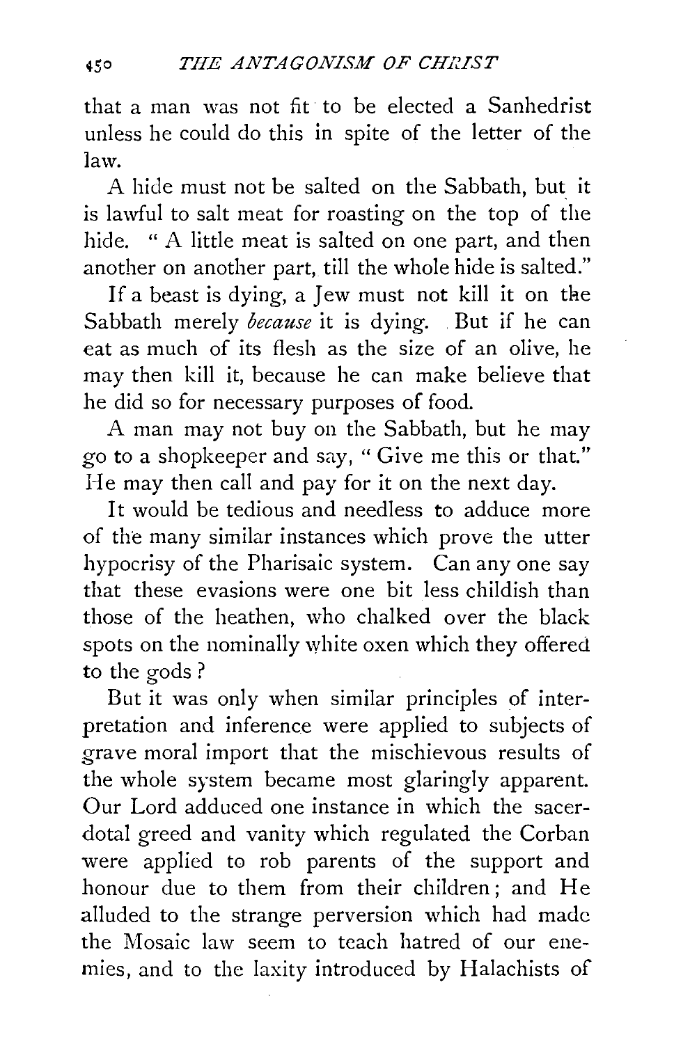that a man was not fit to be elected a Sanhedrist unless he could do this in spite of the letter of the law.

A hide must not be salted on the Sabbath, but it is lawful to salt meat for roasting on the top of the hide. "A little meat is salted on one part, and then another on another part, till the whole hide is salted."

If a beast is dying, a Jew must not kill it on the Sabbath merely *because* it is dying. But if he can eat as much of its flesh as the size of an olive, he may then kill it, because he can make believe that he did so for necessary purposes of food.

A man may not buy on the Sabbath, but he may go to a shopkeeper and say, "Give me this or that." He may then call and pay for it on the next day.

It would be tedious and needless to adduce more of the many similar instances which prove the utter hypocrisy of the Pharisaic system. Can any one say that these evasions were one bit less childish than those of the heathen, who chalked over the black spots on the nominally white oxen which they offered to the gods?

But it was only when similar principles of interpretation and inference were applied to subjects of grave moral import that the mischievous results of the whole system became most glaringly apparent. Our Lord adduced one instance in which the sacerdotal greed and vanity which regulated the Corban were applied to rob parents of the support and honour due to them from their children; and He alluded to the strange perversion which had made the Mosaic law seem to teach hatred of our enemies, and to the laxity introduced by Halachists of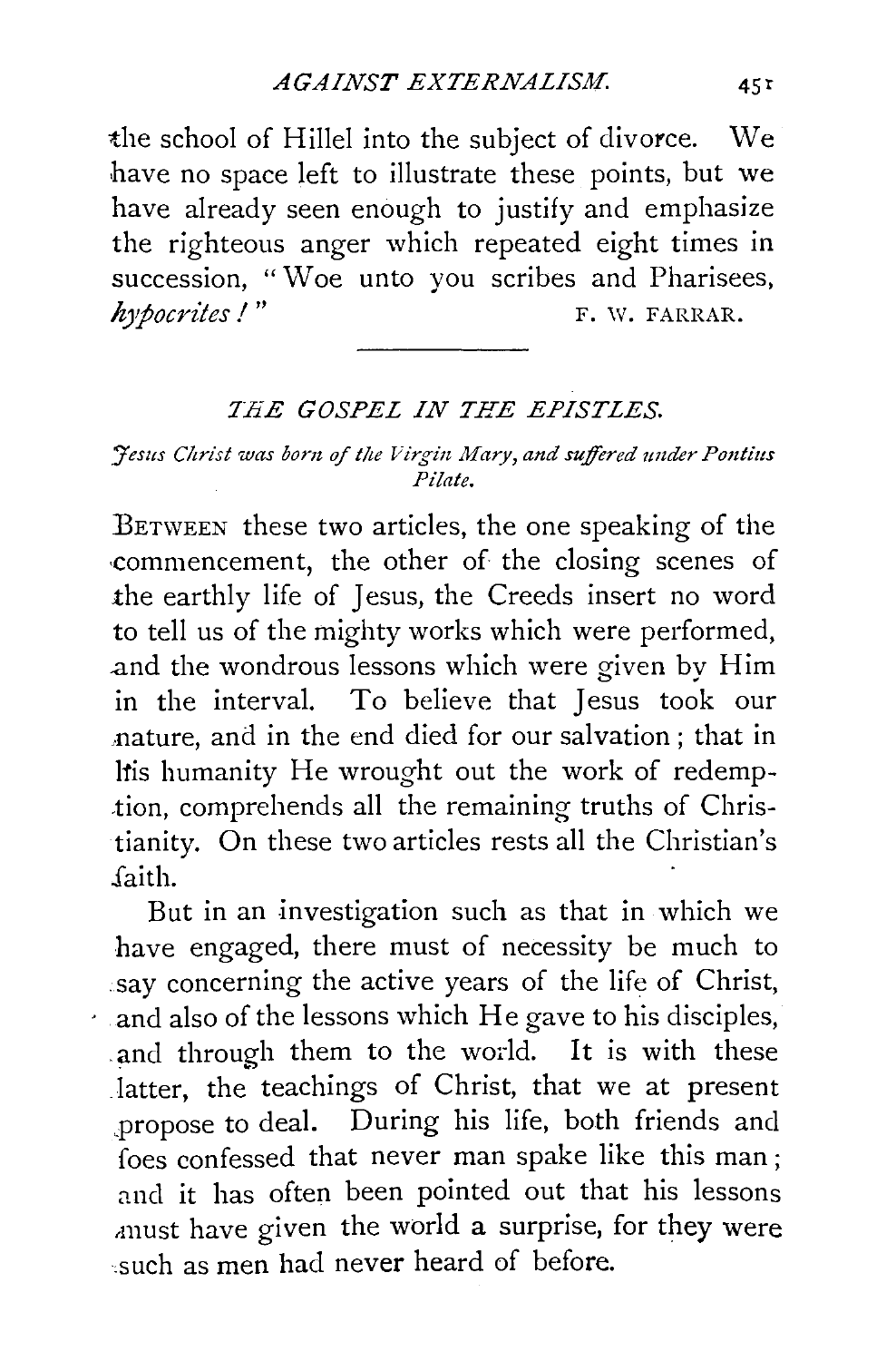the school of Hillel into the subject of divorce. We have no space left to illustrate these points, but we have already seen enough to justify and emphasize the righteous anger which repeated eight times in succession, "Woe unto you scribes and Pharisees, *hypocrites!*"

F. W. FARRAR.

---

## *THE GOSPEL IN THE EPISTLES.*

*Jesus Christ was born of the Virgin Mary, and suffered under Pontius Pilate.*

BETWEEN these two articles, the one speaking of the commencement, the other of the closing scenes of the earthly life of Jesus, the Creeds insert no word to tell us of the mighty works which were performed, and the wondrous lessons which were given by Him in the interval. To believe that Jesus took our nature, and in the end died for our salvation; that in His humanity He wrought out the work of redemption, comprehends all the remaining truths of Christianity. On these two articles rests all the Christian's faith.

But in an investigation such as that in which we have engaged, there must of necessity be much to say concerning the active years of the life of Christ, and also of the lessons which He gave to his disciples, and through them to the world. It is with these latter, the teachings of Christ, that we at present propose to deal. During his life, both friends and foes confessed that never man spake like this man; and it has often been pointed out that his lessons must have given the world a surprise, for they were such as men had never heard of before.